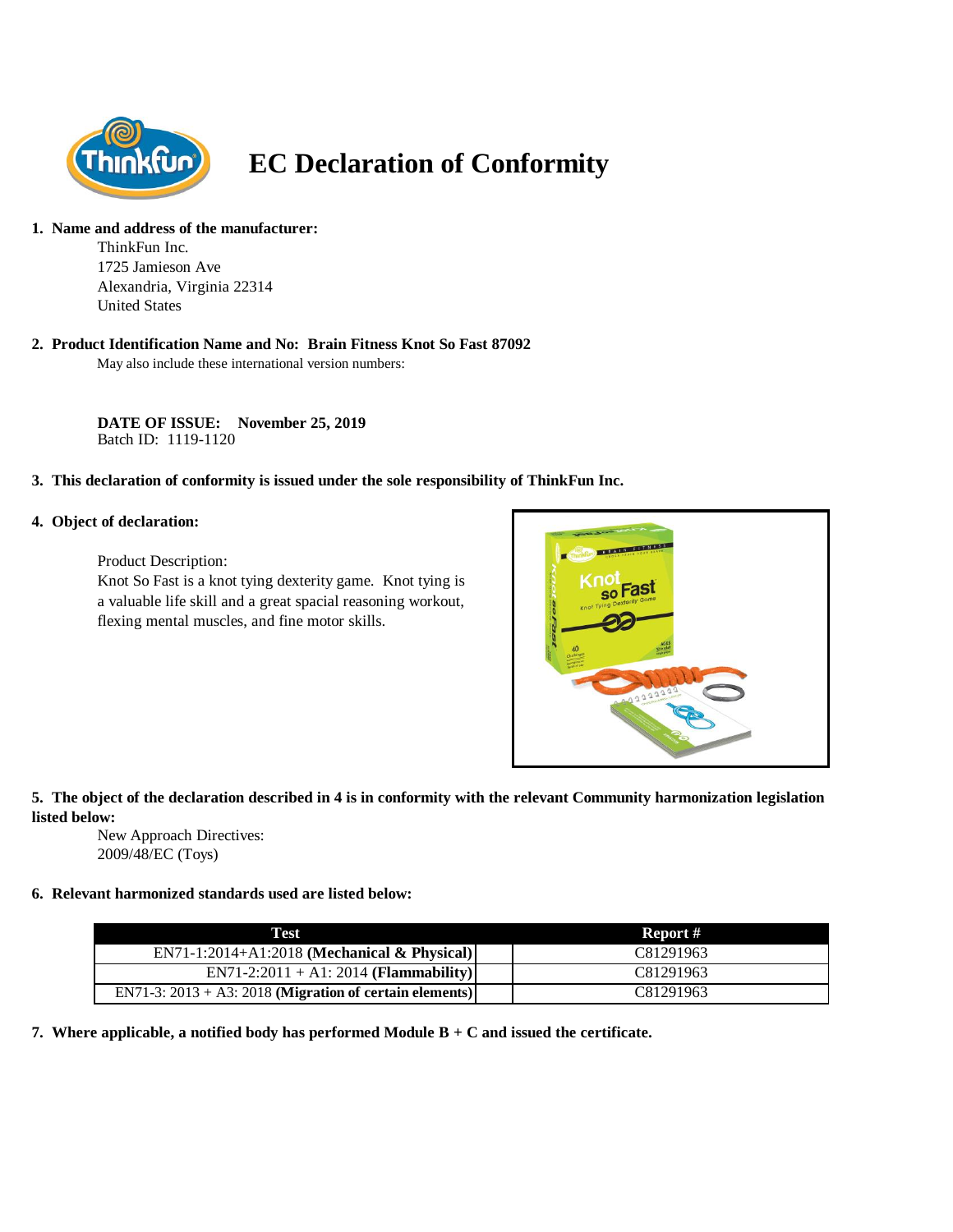# EC Declaration of Conformity

**1. Name and address of the manufacturer:**

ThinkFun Inc.
1725 Jamieson Ave
Alexandria, Virginia 22314
United States

**2. Product Identification Name and No: Brain Fitness Knot So Fast 87092**

May also include these international version numbers:

**DATE OF ISSUE: November 25, 2019**
Batch ID: 1119-1120

**3. This declaration of conformity is issued under the sole responsibility of ThinkFun Inc.**

**4. Object of declaration:**

Product Description:
Knot So Fast is a knot tying dexterity game. Knot tying is a valuable life skill and a great spacial reasoning workout, flexing mental muscles, and fine motor skills.

**5. The object of the declaration described in 4 is in conformity with the relevant Community harmonization legislation listed below:**

New Approach Directives:
2009/48/EC (Toys)

**6. Relevant harmonized standards used are listed below:**

| Test | Report # |
|---|---|
| EN71-1:2014+A1:2018 **(Mechanical & Physical)** | C81291963 |
| EN71-2:2011 + A1: 2014 **(Flammability)** | C81291963 |
| EN71-3: 2013 + A3: 2018 **(Migration of certain elements)** | C81291963 |

**7. Where applicable, a notified body has performed Module B + C and issued the certificate.**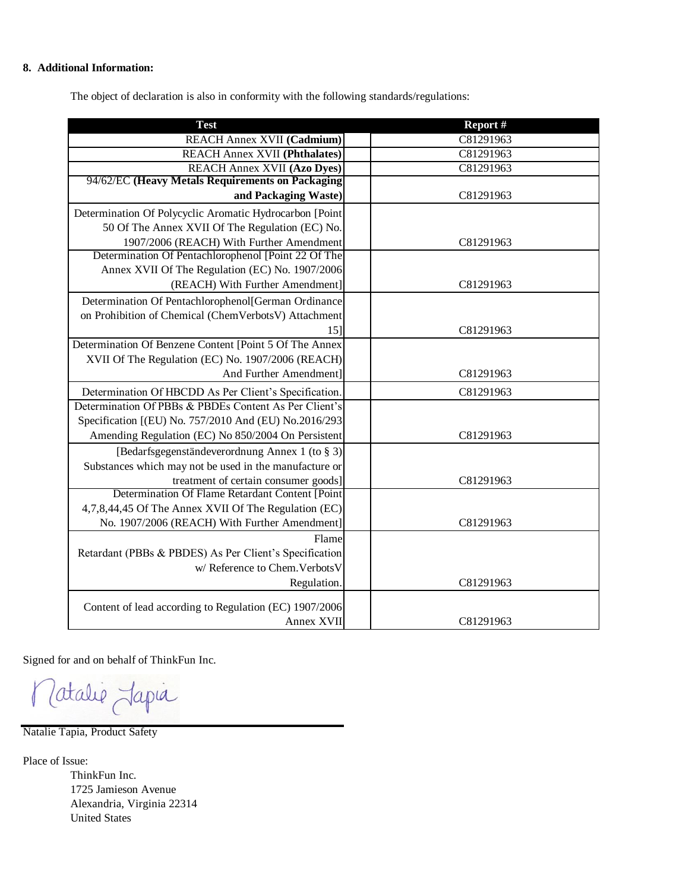## 8. Additional Information:

The object of declaration is also in conformity with the following standards/regulations:

| Test | Report # |
|---|---|
| REACH Annex XVII **(Cadmium)** | C81291963 |
| REACH Annex XVII **(Phthalates)** | C81291963 |
| REACH Annex XVII **(Azo Dyes)** | C81291963 |
| 94/62/EC **(Heavy Metals Requirements on Packaging and Packaging Waste)** | C81291963 |
| Determination Of Polycyclic Aromatic Hydrocarbon [Point 50 Of The Annex XVII Of The Regulation (EC) No. 1907/2006 (REACH) With Further Amendment | C81291963 |
| Determination Of Pentachlorophenol [Point 22 Of The Annex XVII Of The Regulation (EC) No. 1907/2006 (REACH) With Further Amendment] | C81291963 |
| Determination Of Pentachlorophenol[German Ordinance on Prohibition of Chemical (ChemVerbotsV) Attachment 15] | C81291963 |
| Determination Of Benzene Content [Point 5 Of The Annex XVII Of The Regulation (EC) No. 1907/2006 (REACH) And Further Amendment] | C81291963 |
| Determination Of HBCDD As Per Client's Specification. | C81291963 |
| Determination Of PBBs & PBDEs Content As Per Client's Specification [(EU) No. 757/2010 And (EU) No.2016/293 Amending Regulation (EC) No 850/2004 On Persistent | C81291963 |
| [Bedarfsgegenständeverordnung Annex 1 (to § 3) Substances which may not be used in the manufacture or treatment of certain consumer goods] | C81291963 |
| Determination Of Flame Retardant Content [Point 4,7,8,44,45 Of The Annex XVII Of The Regulation (EC) No. 1907/2006 (REACH) With Further Amendment] | C81291963 |
| Flame Retardant (PBBs & PBDES) As Per Client's Specification w/ Reference to Chem.VerbotsV Regulation. | C81291963 |
| Content of lead according to Regulation (EC) 1907/2006 Annex XVII | C81291963 |

Signed for and on behalf of ThinkFun Inc.

Natalie Tapia, Product Safety

Place of Issue:

ThinkFun Inc.
1725 Jamieson Avenue
Alexandria, Virginia 22314
United States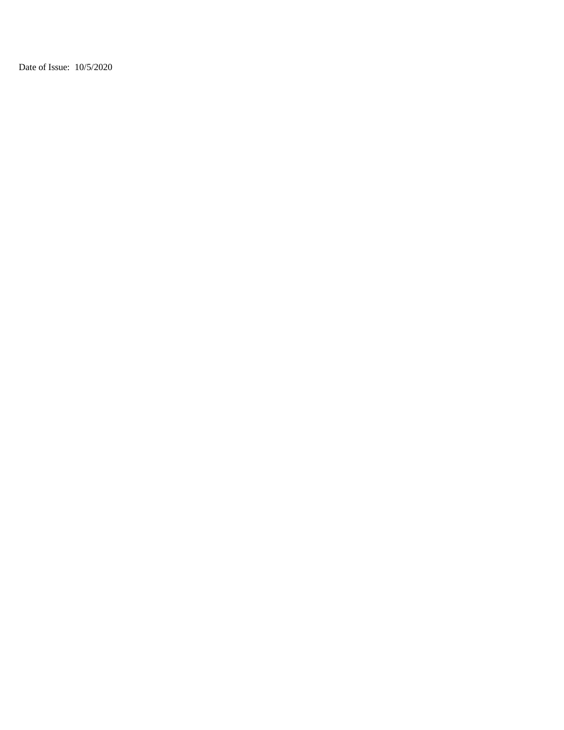Date of Issue:  10/5/2020